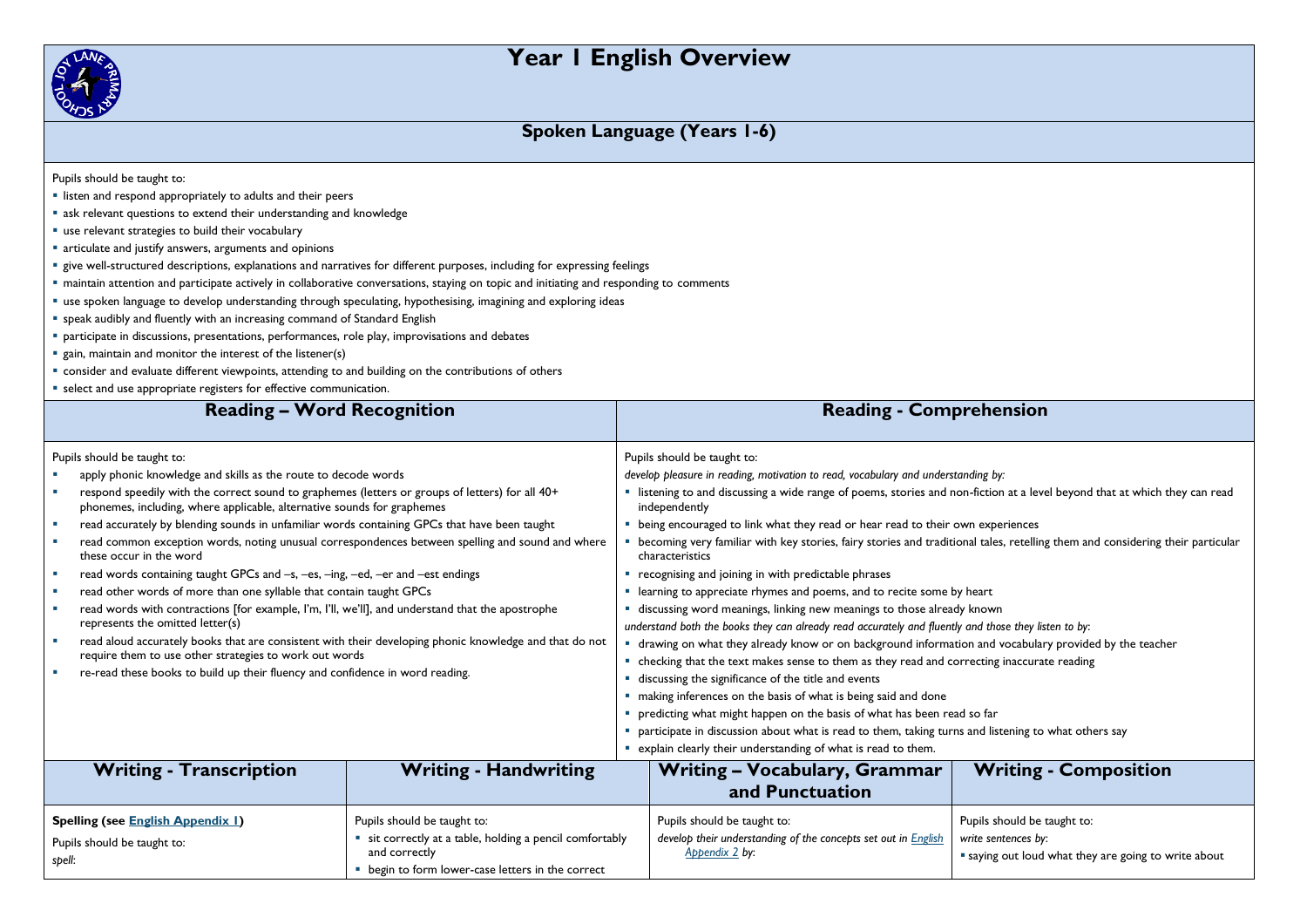# Year 1 English Overview

## Spoken Language (Years 1-6)

Pupils should be taught to:

- listen and respond appropriately to adults and their peers
- ask relevant questions to extend their understanding and knowledge
- use relevant strategies to build their vocabulary
- articulate and justify answers, arguments and opinions
- give well-structured descriptions, explanations and narratives for different purposes, including for expressing feelings
- maintain attention and participate actively in collaborative conversations, staying on topic and initiating and responding to comments
- use spoken language to develop understanding through speculating, hypothesising, imagining and exploring ideas
- speak audibly and fluently with an increasing command of Standard English
- participate in discussions, presentations, performances, role play, improvisations and debates
- gain, maintain and monitor the interest of the listener(s)
- consider and evaluate different viewpoints, attending to and building on the contributions of others
- select and use appropriate registers for effective communication.

## Reading – Word Recognition

Pupils should be taught to:

- apply phonic knowledge and skills as the route to decode words
- respond speedily with the correct sound to graphemes (letters or groups of letters) for all 40+ phonemes, including, where applicable, alternative sounds for graphemes
- read accurately by blending sounds in unfamiliar words containing GPCs that have been taught
- read common exception words, noting unusual correspondences between spelling and sound and where these occur in the word
- read words containing taught GPCs and –s, –es, –ing, –ed, –er and –est endings
- read other words of more than one syllable that contain taught GPCs
- read words with contractions [for example, I'm, I'll, we'll], and understand that the apostrophe represents the omitted letter(s)
- read aloud accurately books that are consistent with their developing phonic knowledge and that do not require them to use other strategies to work out words
- re-read these books to build up their fluency and confidence in word reading.

## Reading - Comprehension

Pupils should be taught to:

*develop pleasure in reading, motivation to read, vocabulary and understanding by:*

- listening to and discussing a wide range of poems, stories and non-fiction at a level beyond that at which they can read independently
- being encouraged to link what they read or hear read to their own experiences
- becoming very familiar with key stories, fairy stories and traditional tales, retelling them and considering their particular characteristics
- recognising and joining in with predictable phrases
- learning to appreciate rhymes and poems, and to recite some by heart
- discussing word meanings, linking new meanings to those already known

*understand both the books they can already read accurately and fluently and those they listen to by:*

- drawing on what they already know or on background information and vocabulary provided by the teacher
- checking that the text makes sense to them as they read and correcting inaccurate reading
- discussing the significance of the title and events
- making inferences on the basis of what is being said and done
- predicting what might happen on the basis of what has been read so far
- participate in discussion about what is read to them, taking turns and listening to what others say
- explain clearly their understanding of what is read to them.

## Writing - Transcription

**Spelling (see English Appendix 1)**

Pupils should be taught to:

*spell:*

## Writing - Handwriting

Pupils should be taught to:

- sit correctly at a table, holding a pencil comfortably and correctly
- begin to form lower-case letters in the correct

## Writing – Vocabulary, Grammar and Punctuation

Pupils should be taught to:

*develop their understanding of the concepts set out in English Appendix 2 by:*

## Writing - Composition

Pupils should be taught to:

*write sentences by:*

- saying out loud what they are going to write about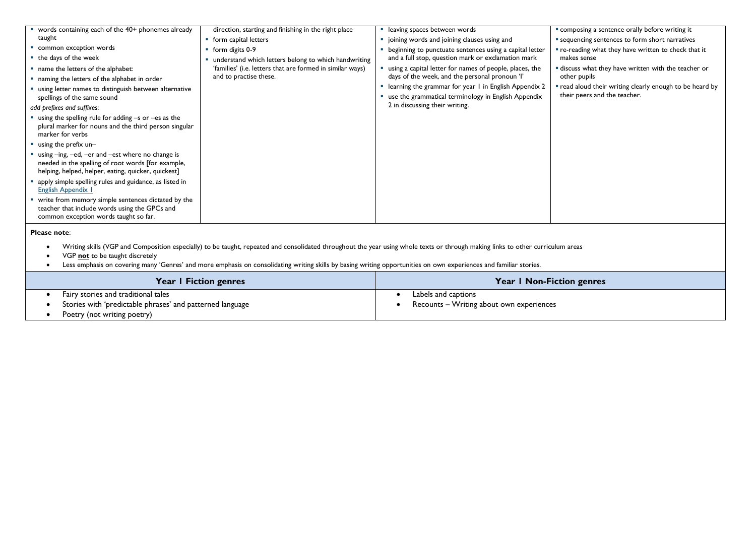| | | | |
|---|---|---|---|
| ▪ words containing each of the 40+ phonemes already taught<br>▪ common exception words<br>▪ the days of the week<br>▪ name the letters of the alphabet:<br>▪ naming the letters of the alphabet in order<br>▪ using letter names to distinguish between alternative spellings of the same sound<br>*add prefixes and suffixes:*<br>▪ using the spelling rule for adding –s or –es as the plural marker for nouns and the third person singular marker for verbs<br>▪ using the prefix un–<br>▪ using –ing, –ed, –er and –est where no change is needed in the spelling of root words [for example, helping, helped, helper, eating, quicker, quickest]<br>▪ apply simple spelling rules and guidance, as listed in English Appendix 1<br>▪ write from memory simple sentences dictated by the teacher that include words using the GPCs and common exception words taught so far. | direction, starting and finishing in the right place<br>▪ form capital letters<br>▪ form digits 0-9<br>▪ understand which letters belong to which handwriting 'families' (i.e. letters that are formed in similar ways) and to practise these. | ▪ leaving spaces between words<br>▪ joining words and joining clauses using and<br>▪ beginning to punctuate sentences using a capital letter and a full stop, question mark or exclamation mark<br>▪ using a capital letter for names of people, places, the days of the week, and the personal pronoun 'I'<br>▪ learning the grammar for year 1 in English Appendix 2<br>▪ use the grammatical terminology in English Appendix 2 in discussing their writing. | ▪ composing a sentence orally before writing it<br>▪ sequencing sentences to form short narratives<br>▪ re-reading what they have written to check that it makes sense<br>▪ discuss what they have written with the teacher or other pupils<br>▪ read aloud their writing clearly enough to be heard by their peers and the teacher. |

**Please note**:

- Writing skills (VGP and Composition especially) to be taught, repeated and consolidated throughout the year using whole texts or through making links to other curriculum areas
- VGP **not** to be taught discretely
- Less emphasis on covering many 'Genres' and more emphasis on consolidating writing skills by basing writing opportunities on own experiences and familiar stories.

| Year 1 Fiction genres | Year 1 Non-Fiction genres |
|---|---|
| • Fairy stories and traditional tales<br>• Stories with 'predictable phrases' and patterned language<br>• Poetry (not writing poetry) | • Labels and captions<br>• Recounts – Writing about own experiences |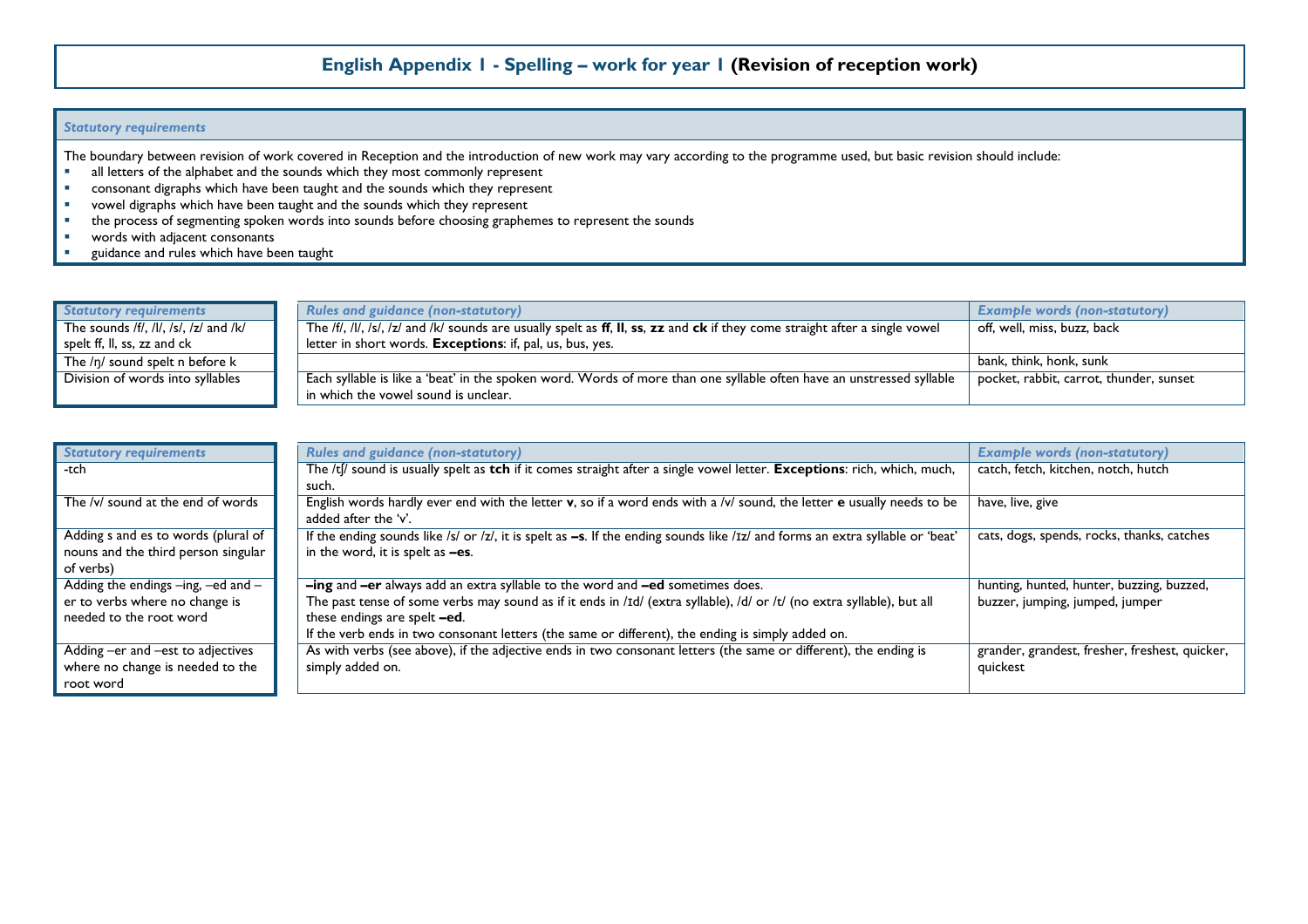# English Appendix 1 - Spelling – work for year 1 **(Revision of reception work)**

### *Statutory requirements*

The boundary between revision of work covered in Reception and the introduction of new work may vary according to the programme used, but basic revision should include:

- all letters of the alphabet and the sounds which they most commonly represent
- consonant digraphs which have been taught and the sounds which they represent
- vowel digraphs which have been taught and the sounds which they represent
- the process of segmenting spoken words into sounds before choosing graphemes to represent the sounds
- words with adjacent consonants
- guidance and rules which have been taught

| *Statutory requirements* | *Rules and guidance (non-statutory)* | *Example words (non-statutory)* |
|---|---|---|
| The sounds /f/, /l/, /s/, /z/ and /k/ spelt ff, ll, ss, zz and ck | The /f/, /l/, /s/, /z/ and /k/ sounds are usually spelt as **ff**, **ll**, **ss**, **zz** and **ck** if they come straight after a single vowel letter in short words. **Exceptions**: if, pal, us, bus, yes. | off, well, miss, buzz, back |
| The /ŋ/ sound spelt n before k | | bank, think, honk, sunk |
| Division of words into syllables | Each syllable is like a 'beat' in the spoken word. Words of more than one syllable often have an unstressed syllable in which the vowel sound is unclear. | pocket, rabbit, carrot, thunder, sunset |

| *Statutory requirements* | *Rules and guidance (non-statutory)* | *Example words (non-statutory)* |
|---|---|---|
| -tch | The /tʃ/ sound is usually spelt as **tch** if it comes straight after a single vowel letter. **Exceptions**: rich, which, much, such. | catch, fetch, kitchen, notch, hutch |
| The /v/ sound at the end of words | English words hardly ever end with the letter **v**, so if a word ends with a /v/ sound, the letter **e** usually needs to be added after the 'v'. | have, live, give |
| Adding s and es to words (plural of nouns and the third person singular of verbs) | If the ending sounds like /s/ or /z/, it is spelt as **–s**. If the ending sounds like /ɪz/ and forms an extra syllable or 'beat' in the word, it is spelt as **–es**. | cats, dogs, spends, rocks, thanks, catches |
| Adding the endings –ing, –ed and –er to verbs where no change is needed to the root word | **–ing** and **–er** always add an extra syllable to the word and **–ed** sometimes does.<br>The past tense of some verbs may sound as if it ends in /ɪd/ (extra syllable), /d/ or /t/ (no extra syllable), but all these endings are spelt **–ed**.<br>If the verb ends in two consonant letters (the same or different), the ending is simply added on. | hunting, hunted, hunter, buzzing, buzzed, buzzer, jumping, jumped, jumper |
| Adding –er and –est to adjectives where no change is needed to the root word | As with verbs (see above), if the adjective ends in two consonant letters (the same or different), the ending is simply added on. | grander, grandest, fresher, freshest, quicker, quickest |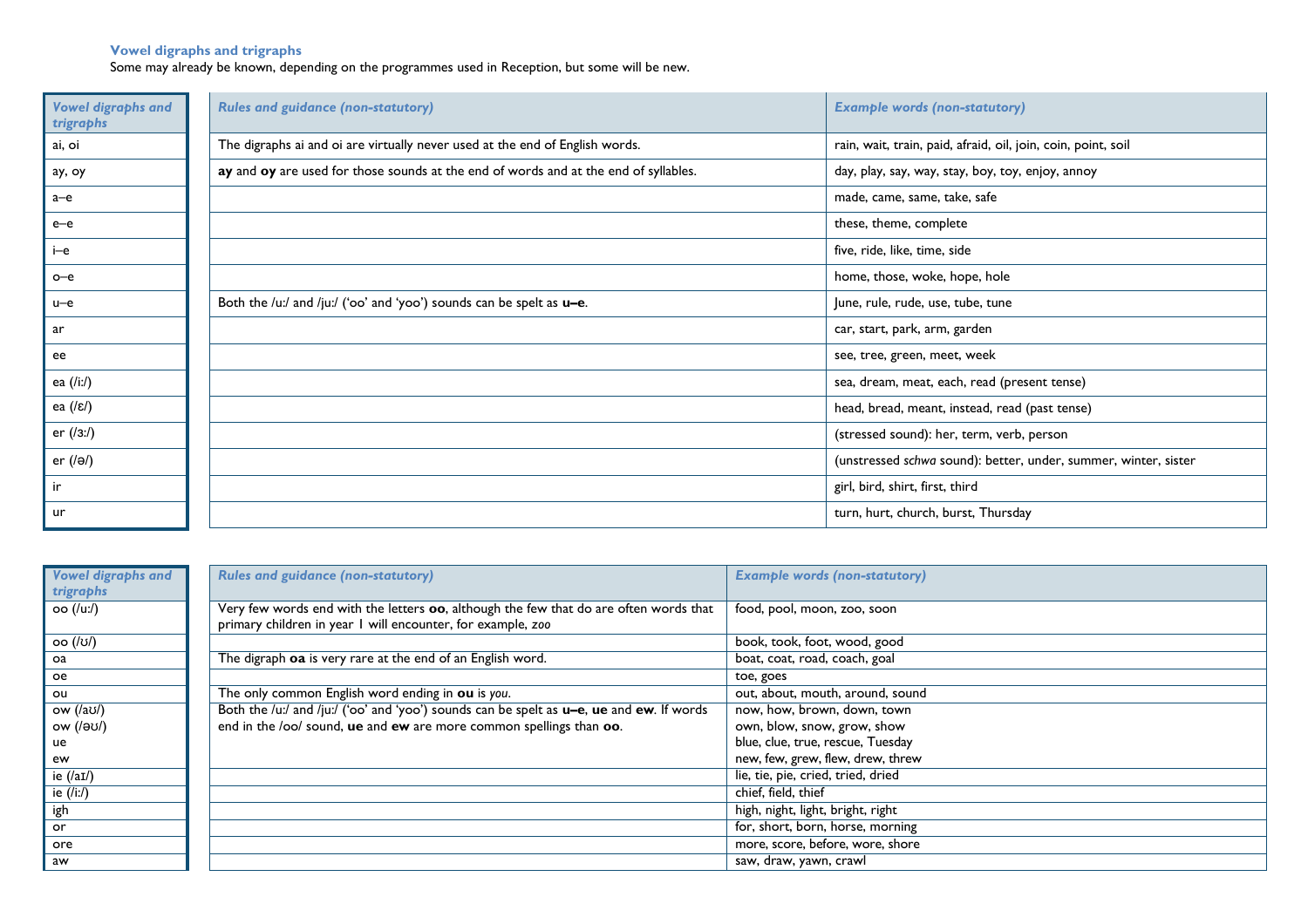### Vowel digraphs and trigraphs

Some may already be known, depending on the programmes used in Reception, but some will be new.

| *Vowel digraphs and trigraphs* | *Rules and guidance (non-statutory)* | *Example words (non-statutory)* |
|---|---|---|
| ai, oi | The digraphs ai and oi are virtually never used at the end of English words. | rain, wait, train, paid, afraid, oil, join, coin, point, soil |
| ay, oy | **ay** and **oy** are used for those sounds at the end of words and at the end of syllables. | day, play, say, way, stay, boy, toy, enjoy, annoy |
| a–e | | made, came, same, take, safe |
| e–e | | these, theme, complete |
| i–e | | five, ride, like, time, side |
| o–e | | home, those, woke, hope, hole |
| u–e | Both the /uː/ and /juː/ ('oo' and 'yoo') sounds can be spelt as **u–e**. | June, rule, rude, use, tube, tune |
| ar | | car, start, park, arm, garden |
| ee | | see, tree, green, meet, week |
| ea (/iː/) | | sea, dream, meat, each, read (present tense) |
| ea (/ɛ/) | | head, bread, meant, instead, read (past tense) |
| er (/ɜː/) | | (stressed sound): her, term, verb, person |
| er (/ə/) | | (unstressed *schwa* sound): better, under, summer, winter, sister |
| ir | | girl, bird, shirt, first, third |
| ur | | turn, hurt, church, burst, Thursday |

| *Vowel digraphs and trigraphs* | *Rules and guidance (non-statutory)* | *Example words (non-statutory)* |
|---|---|---|
| oo (/uː/) | Very few words end with the letters **oo**, although the few that do are often words that primary children in year 1 will encounter, for example, *zoo* | food, pool, moon, zoo, soon |
| oo (/ʊ/) | | book, took, foot, wood, good |
| oa | The digraph **oa** is very rare at the end of an English word. | boat, coat, road, coach, goal |
| oe | | toe, goes |
| ou | The only common English word ending in **ou** is *you*. | out, about, mouth, around, sound |
| ow (/aʊ/) | Both the /uː/ and /juː/ ('oo' and 'yoo') sounds can be spelt as **u–e**, **ue** and **ew**. If words end in the /oo/ sound, **ue** and **ew** are more common spellings than **oo**. | now, how, brown, down, town |
| ow (/əʊ/) | | own, blow, snow, grow, show |
| ue | | blue, clue, true, rescue, Tuesday |
| ew | | new, few, grew, flew, drew, threw |
| ie (/aɪ/) | | lie, tie, pie, cried, tried, dried |
| ie (/iː/) | | chief, field, thief |
| igh | | high, night, light, bright, right |
| or | | for, short, born, horse, morning |
| ore | | more, score, before, wore, shore |
| aw | | saw, draw, yawn, crawl |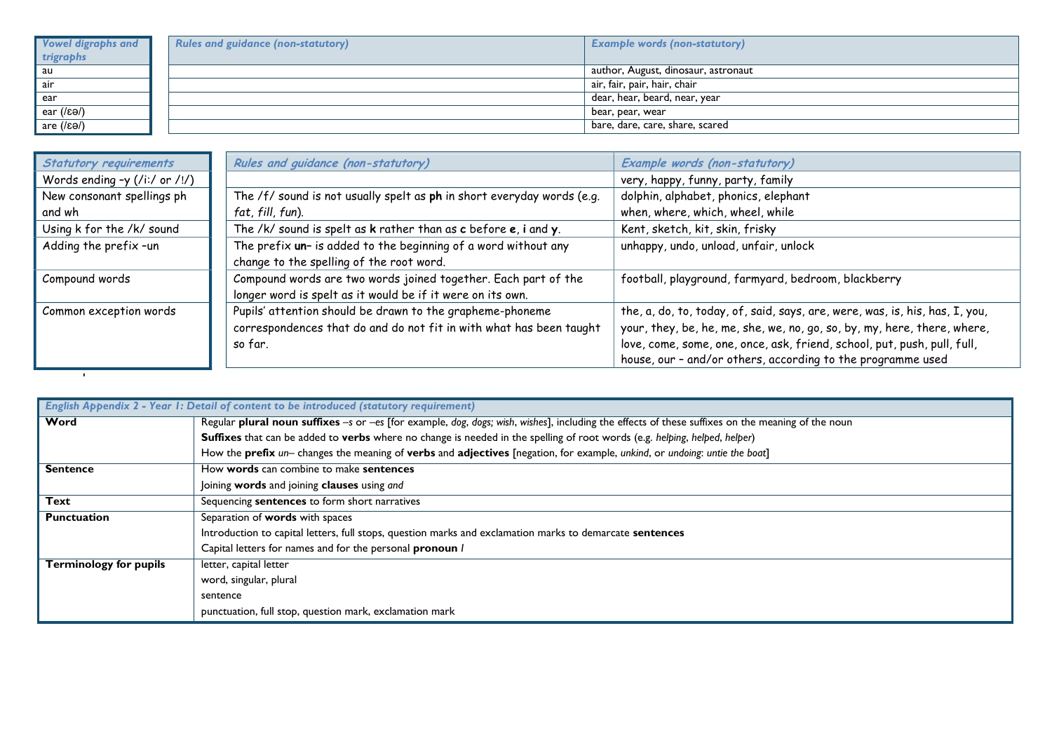| *Vowel digraphs and trigraphs* | *Rules and guidance (non-statutory)* | *Example words (non-statutory)* |
|---|---|---|
| au | | author, August, dinosaur, astronaut |
| air | | air, fair, pair, hair, chair |
| ear | | dear, hear, beard, near, year |
| ear (/ɛə/) | | bear, pear, wear |
| are (/ɛə/) | | bare, dare, care, share, scared |

| *Statutory requirements* | *Rules and guidance (non-statutory)* | *Example words (non-statutory)* |
|---|---|---|
| Words ending –y (/iː/ or /ɪ/) | | very, happy, funny, party, family |
| New consonant spellings ph and wh | The /f/ sound is not usually spelt as **ph** in short everyday words (e.g. *fat*, *fill*, *fun*). | dolphin, alphabet, phonics, elephant<br>when, where, which, wheel, while |
| Using k for the /k/ sound | The /k/ sound is spelt as **k** rather than as **c** before **e**, **i** and **y**. | Kent, sketch, kit, skin, frisky |
| Adding the prefix –un | The prefix **un–** is added to the beginning of a word without any change to the spelling of the root word. | unhappy, undo, unload, unfair, unlock |
| Compound words | Compound words are two words joined together. Each part of the longer word is spelt as it would be if it were on its own. | football, playground, farmyard, bedroom, blackberry |
| Common exception words | Pupils' attention should be drawn to the grapheme-phoneme correspondences that do and do not fit in with what has been taught so far. | the, a, do, to, today, of, said, says, are, were, was, is, his, has, I, you, your, they, be, he, me, she, we, no, go, so, by, my, here, there, where, love, come, some, one, once, ask, friend, school, put, push, pull, full, house, our – and/or others, according to the programme used |

| *English Appendix 2 - Year 1: Detail of content to be introduced (statutory requirement)* | |
|---|---|
| **Word** | Regular **plural noun suffixes** –*s* or –*es* [for example, *dog*, *dogs*; *wish*, *wishes*], including the effects of these suffixes on the meaning of the noun<br>**Suffixes** that can be added to **verbs** where no change is needed in the spelling of root words (e.g. *helping*, *helped*, *helper*)<br>How the **prefix** *un*– changes the meaning of **verbs** and **adjectives** [negation, for example, *unkind*, or *undoing*: *untie the boat*] |
| **Sentence** | How **words** can combine to make **sentences**<br>Joining **words** and joining **clauses** using *and* |
| **Text** | Sequencing **sentences** to form short narratives |
| **Punctuation** | Separation of **words** with spaces<br>Introduction to capital letters, full stops, question marks and exclamation marks to demarcate **sentences**<br>Capital letters for names and for the personal **pronoun** *I* |
| **Terminology for pupils** | letter, capital letter<br>word, singular, plural<br>sentence<br>punctuation, full stop, question mark, exclamation mark |